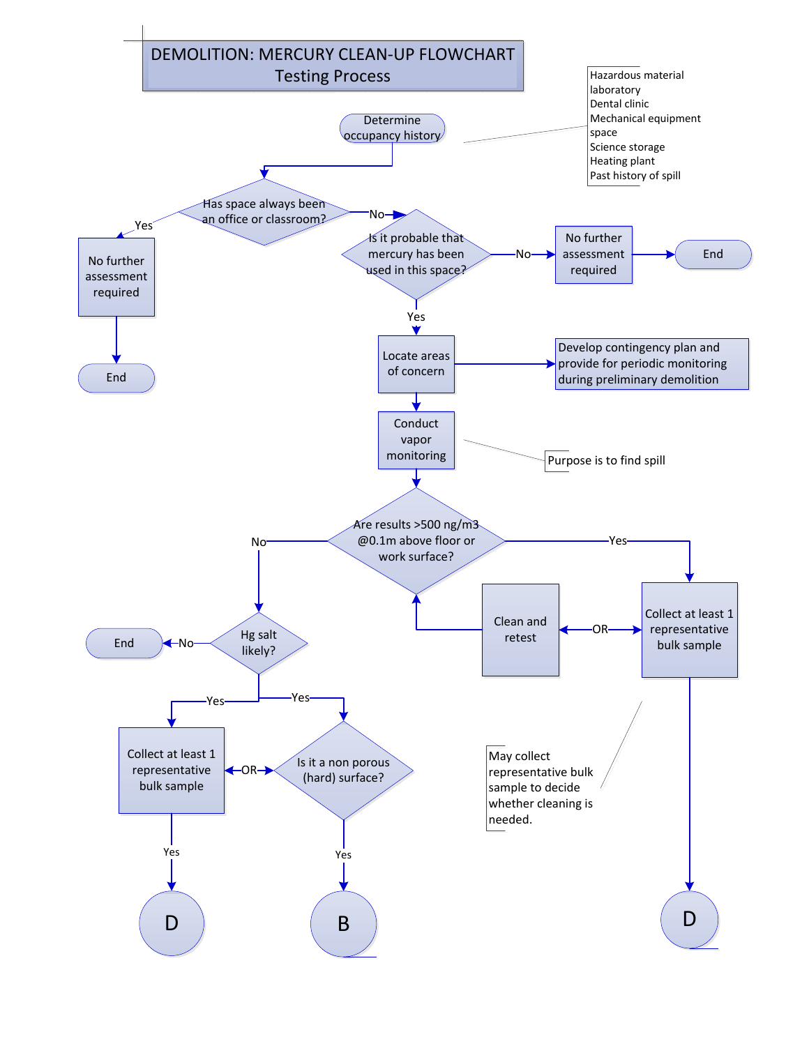# DEMOLITION: MERCURY CLEAN-UP FLOWCHART
## Testing Process

Determine occupancy history

- Hazardous material laboratory
- Dental clinic
- Mechanical equipment space
- Science storage
- Heating plant
- Past history of spill

**Has space always been an office or classroom?**

- Yes → No further assessment required → End
- No → **Is it probable that mercury has been used in this space?**
  - No → No further assessment required → End
  - Yes → Locate areas of concern
    - → Develop contingency plan and provide for periodic monitoring during preliminary demolition
    - → Conduct vapor monitoring (Purpose is to find spill)
      - **Are results >500 ng/m3 @0.1m above floor or work surface?**
        - Yes → Collect at least 1 representative bulk sample → D
          - OR → Clean and retest → (back to: Are results >500 ng/m3 @0.1m above floor or work surface?)
        - No → **Hg salt likely?**
          - No → End
          - Yes → Collect at least 1 representative bulk sample → Yes → D
          - Yes → **Is it a non porous (hard) surface?** → Yes → B
            - OR → Collect at least 1 representative bulk sample

May collect representative bulk sample to decide whether cleaning is needed.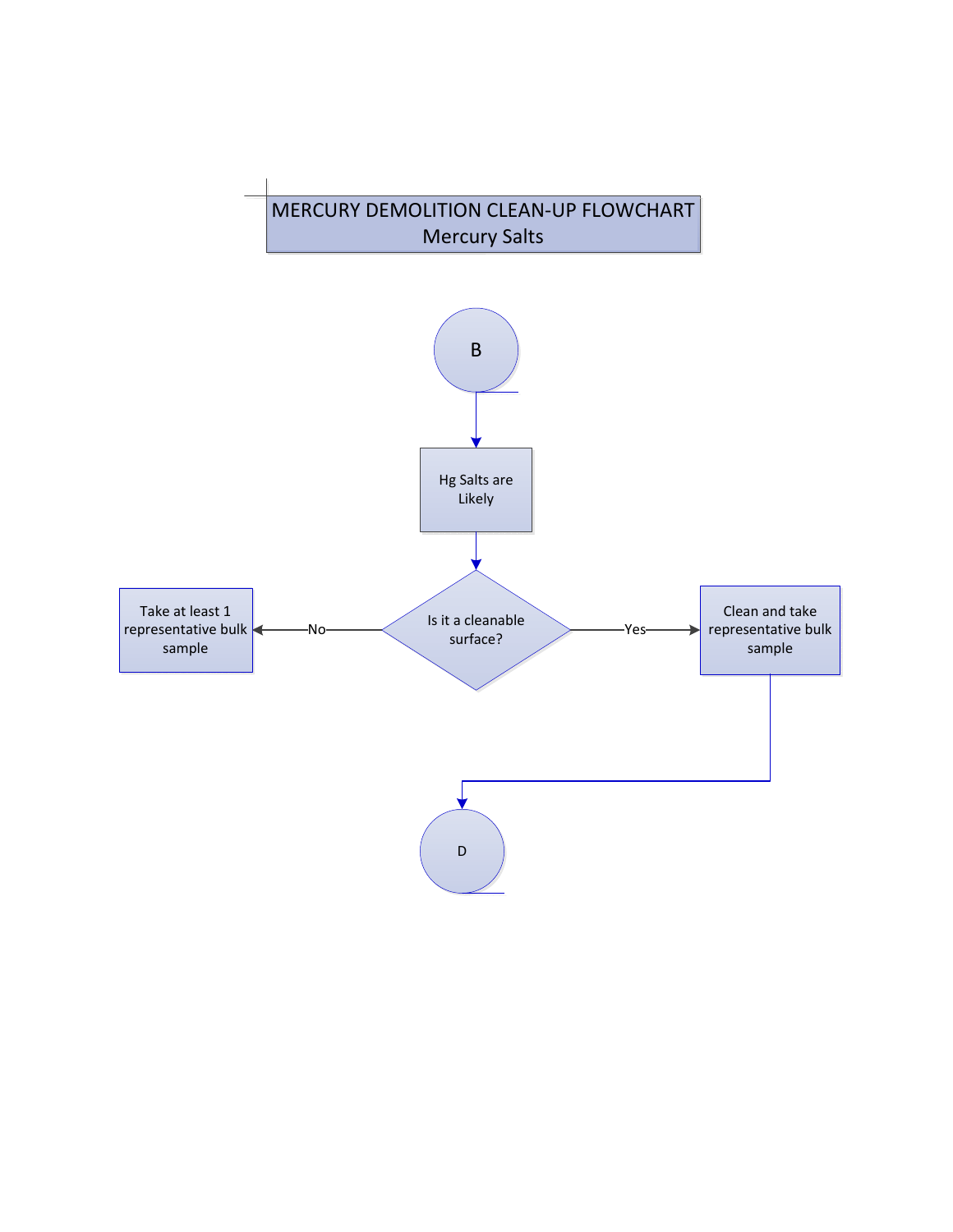# MERCURY DEMOLITION CLEAN-UP FLOWCHART
## Mercury Salts

B

Hg Salts are Likely

Is it a cleanable surface?

No → Take at least 1 representative bulk sample

Yes → Clean and take representative bulk sample → D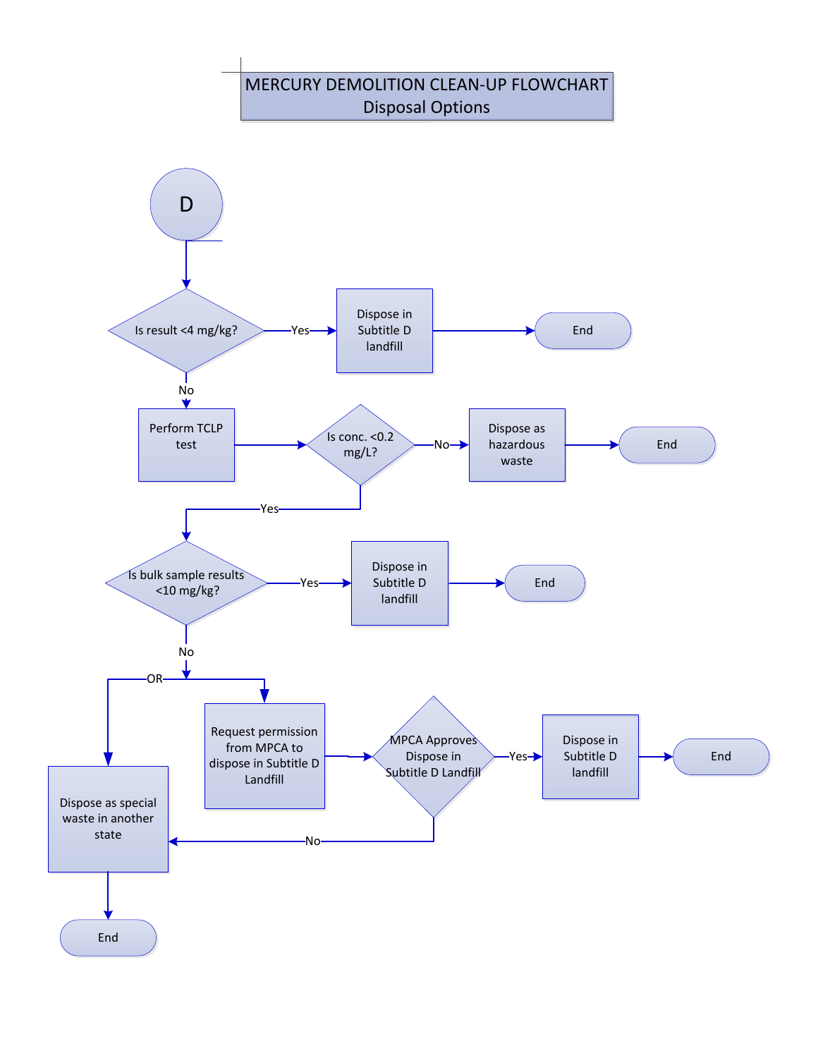# MERCURY DEMOLITION CLEAN-UP FLOWCHART
## Disposal Options

D

Is result <4 mg/kg?

- Yes → Dispose in Subtitle D landfill → End
- No → Perform TCLP test

Is conc. <0.2 mg/L?

- No → Dispose as hazardous waste → End
- Yes → Is bulk sample results <10 mg/kg?

Is bulk sample results <10 mg/kg?

- Yes → Dispose in Subtitle D landfill → End
- No → Dispose as special waste in another state → End
  - OR → Request permission from MPCA to dispose in Subtitle D Landfill

MPCA Approves Dispose in Subtitle D Landfill

- Yes → Dispose in Subtitle D landfill → End
- No → Dispose as special waste in another state → End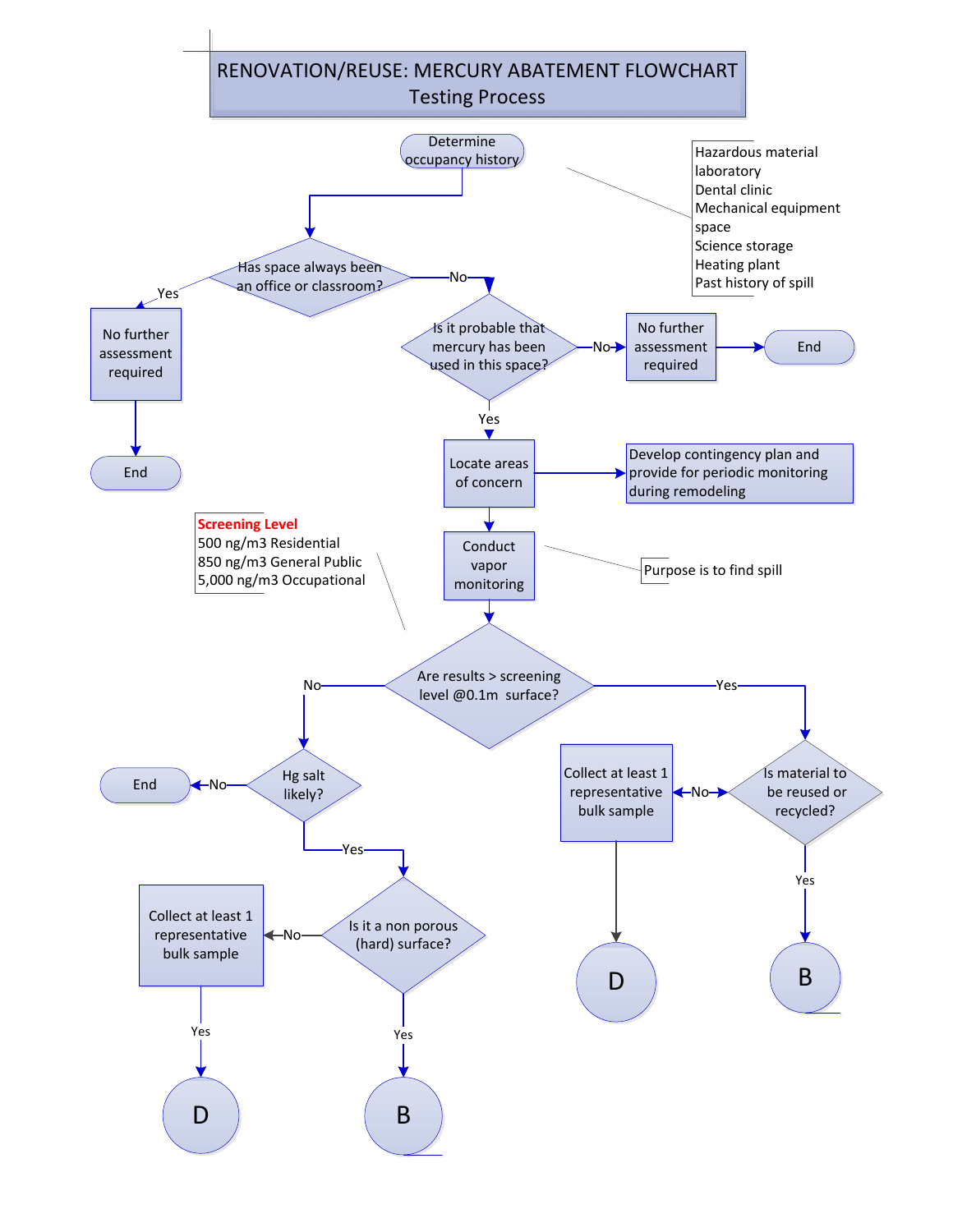# RENOVATION/REUSE: MERCURY ABATEMENT FLOWCHART

## Testing Process

Determine occupancy history

Hazardous material laboratory
Dental clinic
Mechanical equipment space
Science storage
Heating plant
Past history of spill

Has space always been an office or classroom?

- Yes → No further assessment required → End
- No → Is it probable that mercury has been used in this space?
  - No → No further assessment required → End
  - Yes → Locate areas of concern → Develop contingency plan and provide for periodic monitoring during remodeling

Locate areas of concern → Conduct vapor monitoring

Purpose is to find spill

**Screening Level**
500 ng/m3 Residential
850 ng/m3 General Public
5,000 ng/m3 Occupational

Are results > screening level @0.1m surface?

- No → Hg salt likely?
  - No → End
  - Yes → Is it a non porous (hard) surface?
    - No → Collect at least 1 representative bulk sample → Yes → D
    - Yes → B
- Yes → Is material to be reused or recycled?
  - No → Collect at least 1 representative bulk sample → D
  - Yes → B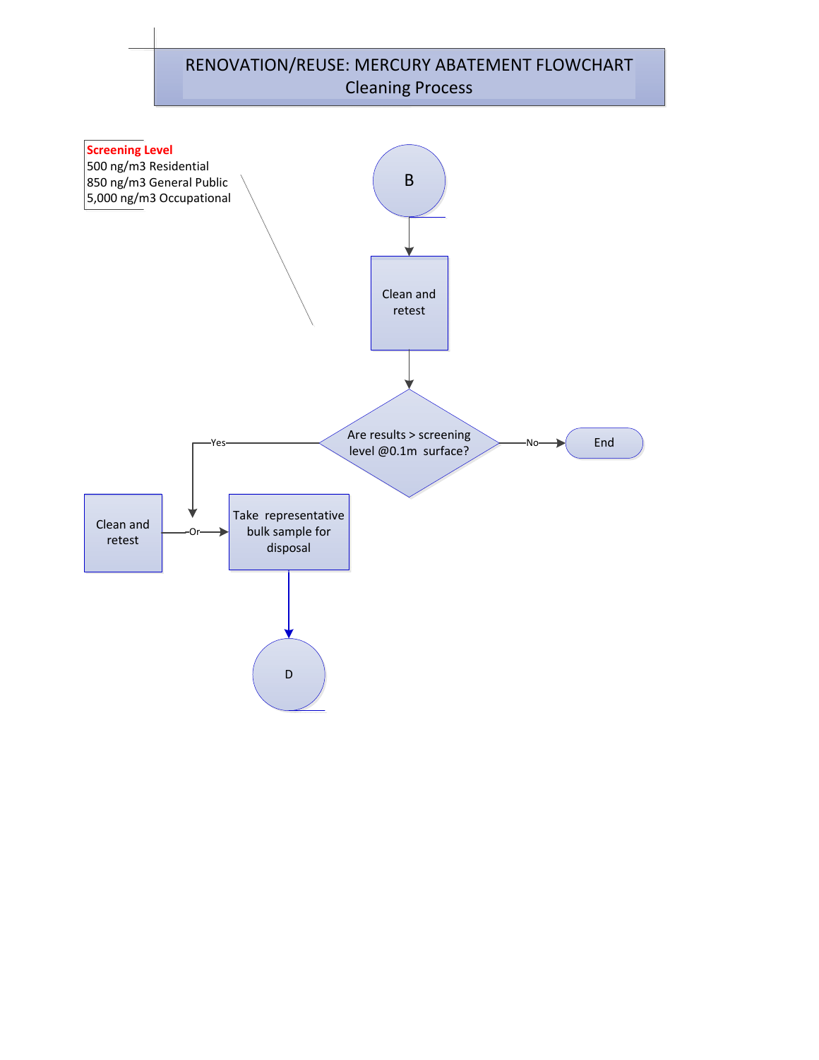# RENOVATION/REUSE: MERCURY ABATEMENT FLOWCHART

## Cleaning Process

**Screening Level**
500 ng/m3 Residential
850 ng/m3 General Public
5,000 ng/m3 Occupational

B

Clean and retest

Are results > screening level @0.1m surface?

No → End

Yes →

Clean and retest — Or → Take representative bulk sample for disposal

D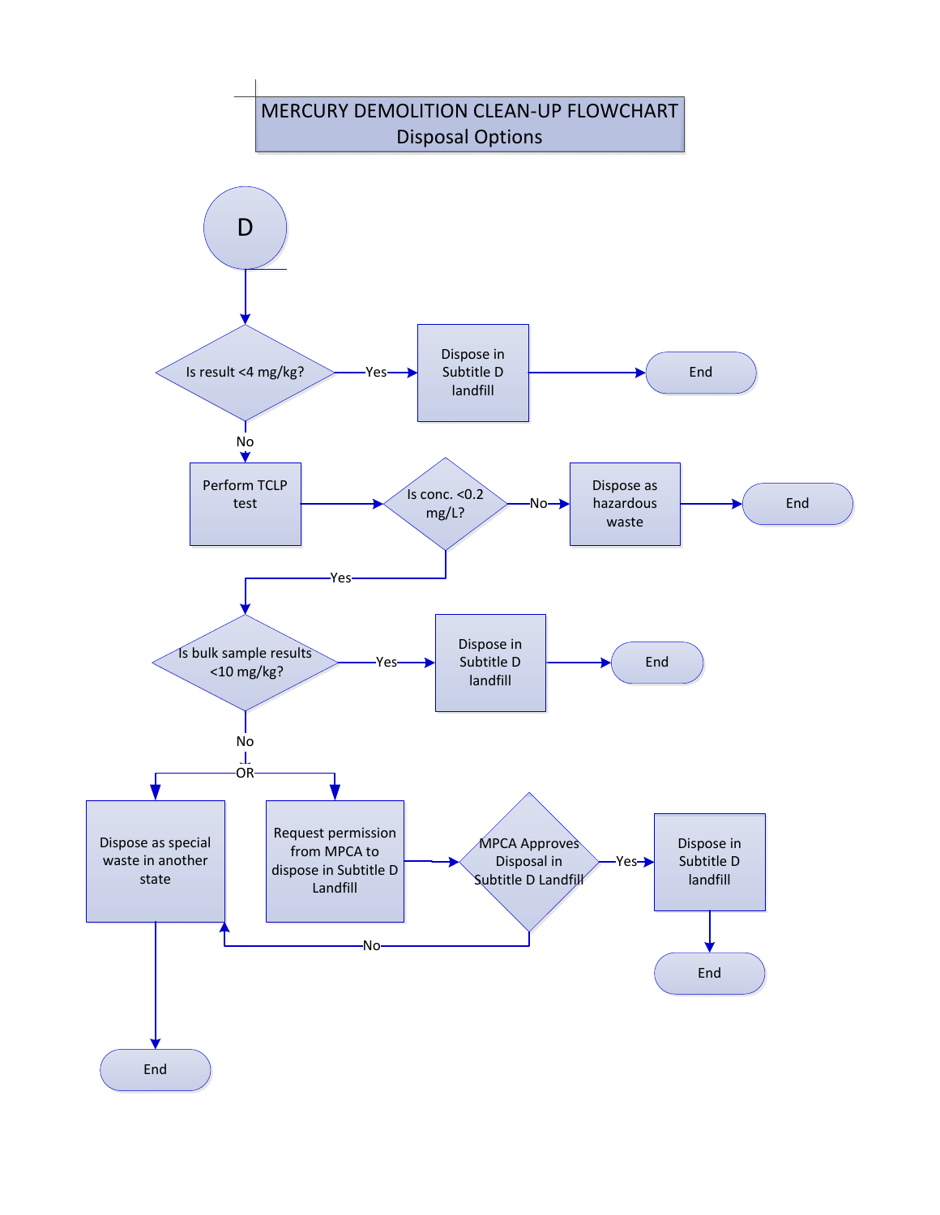MERCURY DEMOLITION CLEAN-UP FLOWCHART
Disposal Options

D

Is result <4 mg/kg?

Yes

Dispose in Subtitle D landfill

End

No

Perform TCLP test

Is conc. <0.2 mg/L?

No

Dispose as hazardous waste

End

Yes

Is bulk sample results <10 mg/kg?

Yes

Dispose in Subtitle D landfill

End

No

OR

Dispose as special waste in another state

Request permission from MPCA to dispose in Subtitle D Landfill

MPCA Approves Disposal in Subtitle D Landfill

Yes

Dispose in Subtitle D landfill

End

No

End